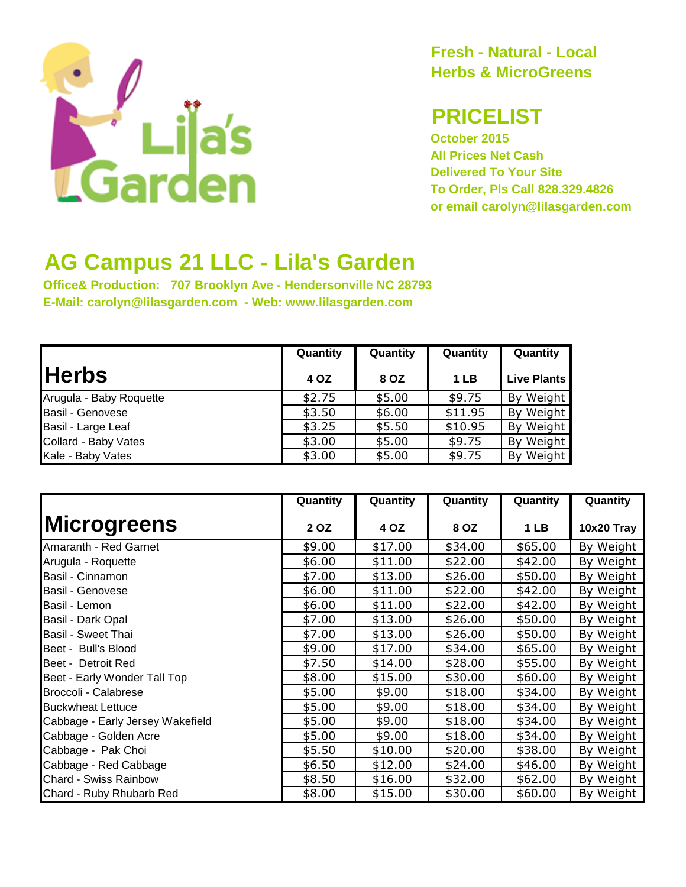Lila's Garden

Fresh - Natural - Local
Herbs & MicroGreens

## PRICELIST

October 2015
All Prices Net Cash
Delivered To Your Site
To Order, Pls Call 828.329.4826
or email carolyn@lilasgarden.com

# AG Campus 21 LLC - Lila's Garden

Office& Production: 707 Brooklyn Ave - Hendersonville NC 28793
E-Mail: carolyn@lilasgarden.com - Web: www.lilasgarden.com

| Herbs | Quantity 4 OZ | Quantity 8 OZ | Quantity 1 LB | Quantity Live Plants |
|---|---|---|---|---|
| Arugula - Baby Roquette | $2.75 | $5.00 | $9.75 | By Weight |
| Basil - Genovese | $3.50 | $6.00 | $11.95 | By Weight |
| Basil - Large Leaf | $3.25 | $5.50 | $10.95 | By Weight |
| Collard - Baby Vates | $3.00 | $5.00 | $9.75 | By Weight |
| Kale - Baby Vates | $3.00 | $5.00 | $9.75 | By Weight |

| Microgreens | Quantity 2 OZ | Quantity 4 OZ | Quantity 8 OZ | Quantity 1 LB | Quantity 10x20 Tray |
|---|---|---|---|---|---|
| Amaranth - Red Garnet | $9.00 | $17.00 | $34.00 | $65.00 | By Weight |
| Arugula - Roquette | $6.00 | $11.00 | $22.00 | $42.00 | By Weight |
| Basil - Cinnamon | $7.00 | $13.00 | $26.00 | $50.00 | By Weight |
| Basil - Genovese | $6.00 | $11.00 | $22.00 | $42.00 | By Weight |
| Basil - Lemon | $6.00 | $11.00 | $22.00 | $42.00 | By Weight |
| Basil - Dark Opal | $7.00 | $13.00 | $26.00 | $50.00 | By Weight |
| Basil - Sweet Thai | $7.00 | $13.00 | $26.00 | $50.00 | By Weight |
| Beet - Bull's Blood | $9.00 | $17.00 | $34.00 | $65.00 | By Weight |
| Beet - Detroit Red | $7.50 | $14.00 | $28.00 | $55.00 | By Weight |
| Beet - Early Wonder Tall Top | $8.00 | $15.00 | $30.00 | $60.00 | By Weight |
| Broccoli - Calabrese | $5.00 | $9.00 | $18.00 | $34.00 | By Weight |
| Buckwheat Lettuce | $5.00 | $9.00 | $18.00 | $34.00 | By Weight |
| Cabbage - Early Jersey Wakefield | $5.00 | $9.00 | $18.00 | $34.00 | By Weight |
| Cabbage - Golden Acre | $5.00 | $9.00 | $18.00 | $34.00 | By Weight |
| Cabbage - Pak Choi | $5.50 | $10.00 | $20.00 | $38.00 | By Weight |
| Cabbage - Red Cabbage | $6.50 | $12.00 | $24.00 | $46.00 | By Weight |
| Chard - Swiss Rainbow | $8.50 | $16.00 | $32.00 | $62.00 | By Weight |
| Chard - Ruby Rhubarb Red | $8.00 | $15.00 | $30.00 | $60.00 | By Weight |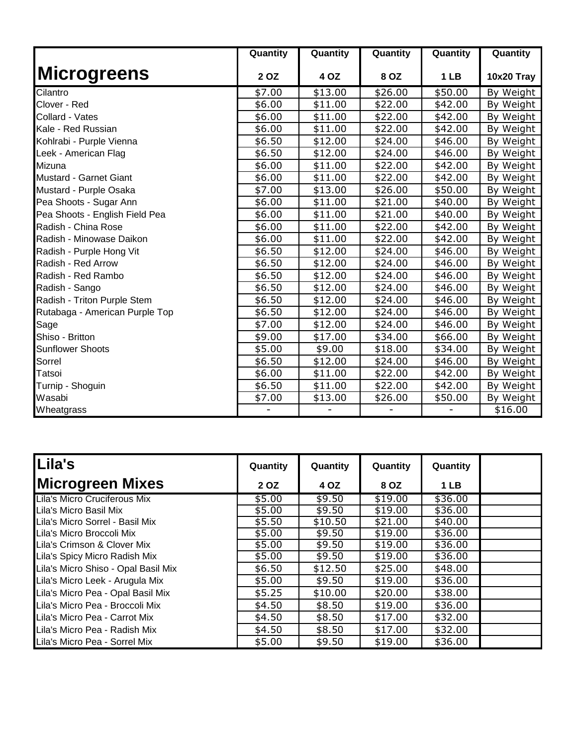| Microgreens | Quantity 2 OZ | Quantity 4 OZ | Quantity 8 OZ | Quantity 1 LB | Quantity 10x20 Tray |
|---|---|---|---|---|---|
| Cilantro | $7.00 | $13.00 | $26.00 | $50.00 | By Weight |
| Clover - Red | $6.00 | $11.00 | $22.00 | $42.00 | By Weight |
| Collard - Vates | $6.00 | $11.00 | $22.00 | $42.00 | By Weight |
| Kale - Red Russian | $6.00 | $11.00 | $22.00 | $42.00 | By Weight |
| Kohlrabi - Purple Vienna | $6.50 | $12.00 | $24.00 | $46.00 | By Weight |
| Leek - American Flag | $6.50 | $12.00 | $24.00 | $46.00 | By Weight |
| Mizuna | $6.00 | $11.00 | $22.00 | $42.00 | By Weight |
| Mustard - Garnet Giant | $6.00 | $11.00 | $22.00 | $42.00 | By Weight |
| Mustard - Purple Osaka | $7.00 | $13.00 | $26.00 | $50.00 | By Weight |
| Pea Shoots - Sugar Ann | $6.00 | $11.00 | $21.00 | $40.00 | By Weight |
| Pea Shoots - English Field Pea | $6.00 | $11.00 | $21.00 | $40.00 | By Weight |
| Radish - China Rose | $6.00 | $11.00 | $22.00 | $42.00 | By Weight |
| Radish - Minowase Daikon | $6.00 | $11.00 | $22.00 | $42.00 | By Weight |
| Radish - Purple Hong Vit | $6.50 | $12.00 | $24.00 | $46.00 | By Weight |
| Radish - Red Arrow | $6.50 | $12.00 | $24.00 | $46.00 | By Weight |
| Radish - Red Rambo | $6.50 | $12.00 | $24.00 | $46.00 | By Weight |
| Radish - Sango | $6.50 | $12.00 | $24.00 | $46.00 | By Weight |
| Radish - Triton Purple Stem | $6.50 | $12.00 | $24.00 | $46.00 | By Weight |
| Rutabaga - American Purple Top | $6.50 | $12.00 | $24.00 | $46.00 | By Weight |
| Sage | $7.00 | $12.00 | $24.00 | $46.00 | By Weight |
| Shiso - Britton | $9.00 | $17.00 | $34.00 | $66.00 | By Weight |
| Sunflower Shoots | $5.00 | $9.00 | $18.00 | $34.00 | By Weight |
| Sorrel | $6.50 | $12.00 | $24.00 | $46.00 | By Weight |
| Tatsoi | $6.00 | $11.00 | $22.00 | $42.00 | By Weight |
| Turnip - Shoguin | $6.50 | $11.00 | $22.00 | $42.00 | By Weight |
| Wasabi | $7.00 | $13.00 | $26.00 | $50.00 | By Weight |
| Wheatgrass | - | - | - | - | $16.00 |

| Lila's Microgreen Mixes | Quantity 2 OZ | Quantity 4 OZ | Quantity 8 OZ | Quantity 1 LB | |
|---|---|---|---|---|---|
| Lila's Micro Cruciferous Mix | $5.00 | $9.50 | $19.00 | $36.00 | |
| Lila's Micro Basil Mix | $5.00 | $9.50 | $19.00 | $36.00 | |
| Lila's Micro Sorrel - Basil Mix | $5.50 | $10.50 | $21.00 | $40.00 | |
| Lila's Micro Broccoli Mix | $5.00 | $9.50 | $19.00 | $36.00 | |
| Lila's Crimson & Clover Mix | $5.00 | $9.50 | $19.00 | $36.00 | |
| Lila's Spicy Micro Radish Mix | $5.00 | $9.50 | $19.00 | $36.00 | |
| Lila's Micro Shiso - Opal Basil Mix | $6.50 | $12.50 | $25.00 | $48.00 | |
| Lila's Micro Leek - Arugula Mix | $5.00 | $9.50 | $19.00 | $36.00 | |
| Lila's Micro Pea - Opal Basil Mix | $5.25 | $10.00 | $20.00 | $38.00 | |
| Lila's Micro Pea - Broccoli Mix | $4.50 | $8.50 | $19.00 | $36.00 | |
| Lila's Micro Pea - Carrot Mix | $4.50 | $8.50 | $17.00 | $32.00 | |
| Lila's Micro Pea - Radish Mix | $4.50 | $8.50 | $17.00 | $32.00 | |
| Lila's Micro Pea - Sorrel Mix | $5.00 | $9.50 | $19.00 | $36.00 | |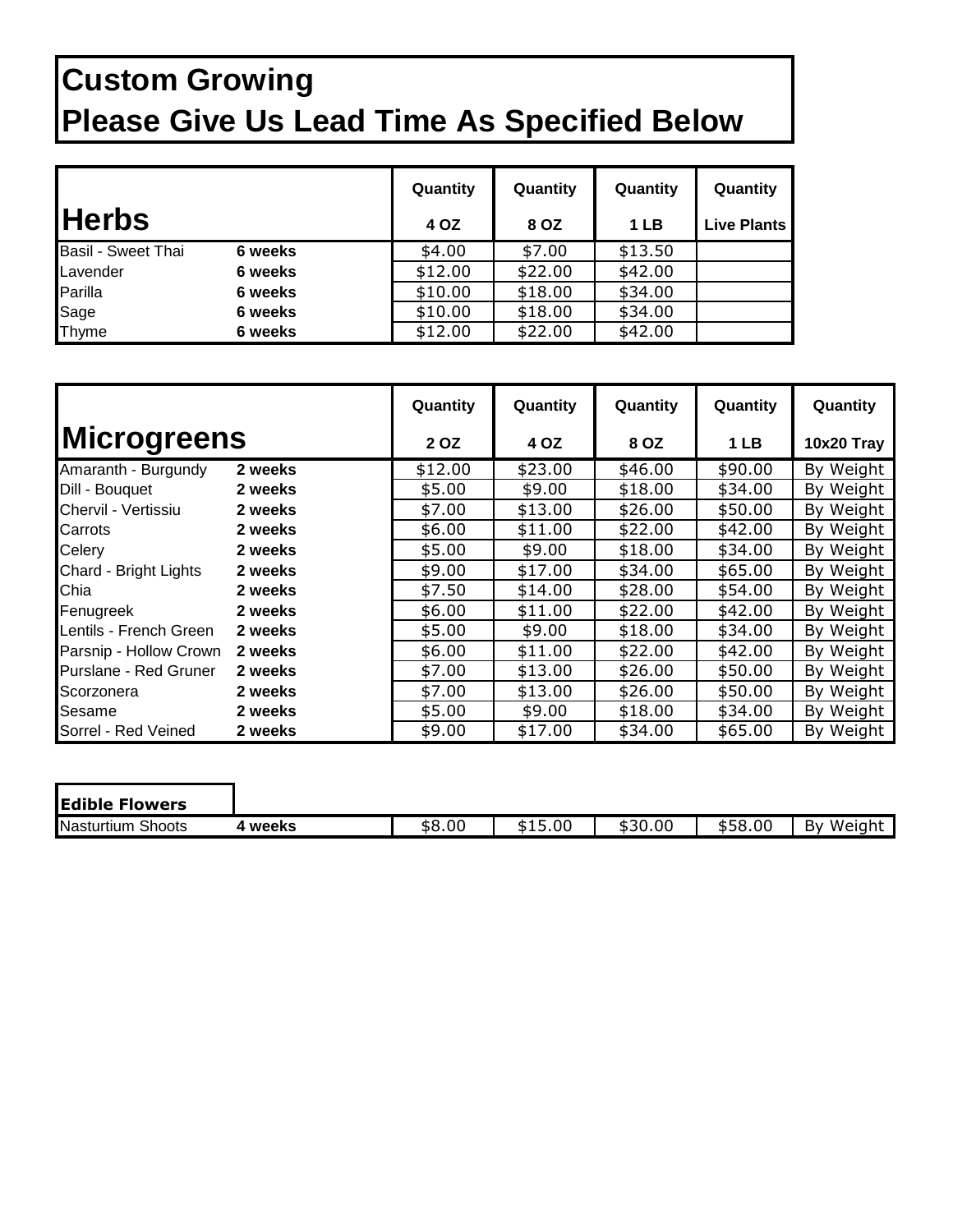# Custom Growing
# Please Give Us Lead Time As Specified Below

| Herbs | | Quantity 4 OZ | Quantity 8 OZ | Quantity 1 LB | Quantity Live Plants |
|---|---|---|---|---|---|
| Basil - Sweet Thai | **6 weeks** | $4.00 | $7.00 | $13.50 | |
| Lavender | **6 weeks** | $12.00 | $22.00 | $42.00 | |
| Parilla | **6 weeks** | $10.00 | $18.00 | $34.00 | |
| Sage | **6 weeks** | $10.00 | $18.00 | $34.00 | |
| Thyme | **6 weeks** | $12.00 | $22.00 | $42.00 | |

| Microgreens | | Quantity 2 OZ | Quantity 4 OZ | Quantity 8 OZ | Quantity 1 LB | Quantity 10x20 Tray |
|---|---|---|---|---|---|---|
| Amaranth - Burgundy | **2 weeks** | $12.00 | $23.00 | $46.00 | $90.00 | By Weight |
| Dill - Bouquet | **2 weeks** | $5.00 | $9.00 | $18.00 | $34.00 | By Weight |
| Chervil - Vertissiu | **2 weeks** | $7.00 | $13.00 | $26.00 | $50.00 | By Weight |
| Carrots | **2 weeks** | $6.00 | $11.00 | $22.00 | $42.00 | By Weight |
| Celery | **2 weeks** | $5.00 | $9.00 | $18.00 | $34.00 | By Weight |
| Chard - Bright Lights | **2 weeks** | $9.00 | $17.00 | $34.00 | $65.00 | By Weight |
| Chia | **2 weeks** | $7.50 | $14.00 | $28.00 | $54.00 | By Weight |
| Fenugreek | **2 weeks** | $6.00 | $11.00 | $22.00 | $42.00 | By Weight |
| Lentils - French Green | **2 weeks** | $5.00 | $9.00 | $18.00 | $34.00 | By Weight |
| Parsnip - Hollow Crown | **2 weeks** | $6.00 | $11.00 | $22.00 | $42.00 | By Weight |
| Purslane - Red Gruner | **2 weeks** | $7.00 | $13.00 | $26.00 | $50.00 | By Weight |
| Scorzonera | **2 weeks** | $7.00 | $13.00 | $26.00 | $50.00 | By Weight |
| Sesame | **2 weeks** | $5.00 | $9.00 | $18.00 | $34.00 | By Weight |
| Sorrel - Red Veined | **2 weeks** | $9.00 | $17.00 | $34.00 | $65.00 | By Weight |

| **Edible Flowers** | | | | | | |
|---|---|---|---|---|---|---|
| Nasturtium Shoots | **4 weeks** | $8.00 | $15.00 | $30.00 | $58.00 | By Weight |